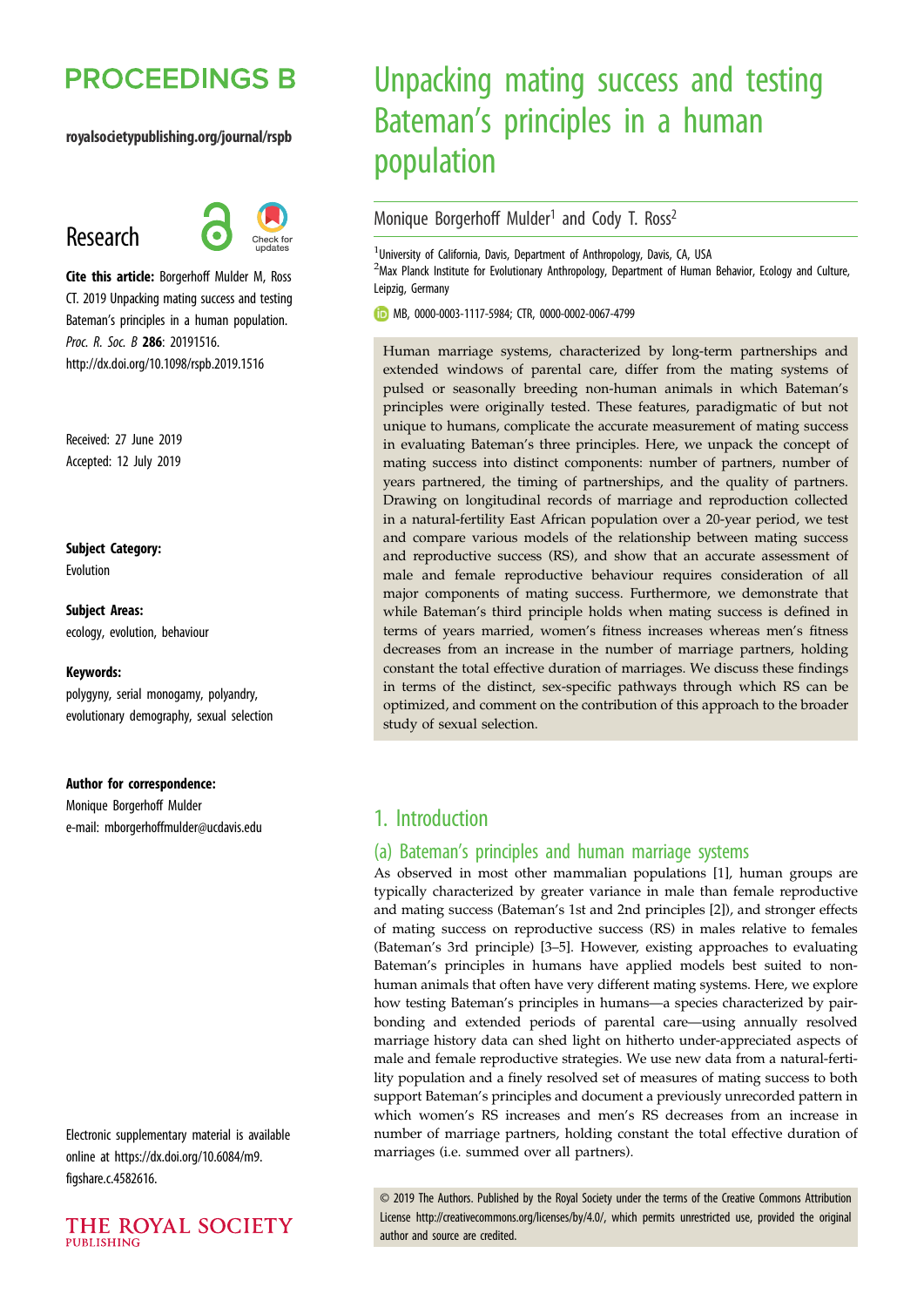# Unpacking mating success and testing Bateman's principles in a human population

Monique Borgerhoff Mulder[1] and Cody T. Ross[2]

[1]University of California, Davis, Department of Anthropology, Davis, CA, USA
[2]Max Planck Institute for Evolutionary Anthropology, Department of Human Behavior, Ecology and Culture, Leipzig, Germany

MB, 0000-0003-1117-5984; CTR, 0000-0002-0067-4799

PROCEEDINGS B

royalsocietypublishing.org/journal/rspb

Research

**Cite this article:** Borgerhoff Mulder M, Ross CT. 2019 Unpacking mating success and testing Bateman's principles in a human population. *Proc. R. Soc. B* **286**: 20191516. http://dx.doi.org/10.1098/rspb.2019.1516

Received: 27 June 2019
Accepted: 12 July 2019

**Subject Category:**
Evolution

**Subject Areas:**
ecology, evolution, behaviour

**Keywords:**
polygyny, serial monogamy, polyandry, evolutionary demography, sexual selection

**Author for correspondence:**
Monique Borgerhoff Mulder
e-mail: mborgerhoffmulder@ucdavis.edu

Electronic supplementary material is available online at https://dx.doi.org/10.6084/m9.figshare.c.4582616.

Human marriage systems, characterized by long-term partnerships and extended windows of parental care, differ from the mating systems of pulsed or seasonally breeding non-human animals in which Bateman's principles were originally tested. These features, paradigmatic of but not unique to humans, complicate the accurate measurement of mating success in evaluating Bateman's three principles. Here, we unpack the concept of mating success into distinct components: number of partners, number of years partnered, the timing of partnerships, and the quality of partners. Drawing on longitudinal records of marriage and reproduction collected in a natural-fertility East African population over a 20-year period, we test and compare various models of the relationship between mating success and reproductive success (RS), and show that an accurate assessment of male and female reproductive behaviour requires consideration of all major components of mating success. Furthermore, we demonstrate that while Bateman's third principle holds when mating success is defined in terms of years married, women's fitness increases whereas men's fitness decreases from an increase in the number of marriage partners, holding constant the total effective duration of marriages. We discuss these findings in terms of the distinct, sex-specific pathways through which RS can be optimized, and comment on the contribution of this approach to the broader study of sexual selection.

## 1. Introduction

### (a) Bateman's principles and human marriage systems

As observed in most other mammalian populations [1], human groups are typically characterized by greater variance in male than female reproductive and mating success (Bateman's 1st and 2nd principles [2]), and stronger effects of mating success on reproductive success (RS) in males relative to females (Bateman's 3rd principle) [3–5]. However, existing approaches to evaluating Bateman's principles in humans have applied models best suited to non-human animals that often have very different mating systems. Here, we explore how testing Bateman's principles in humans—a species characterized by pair-bonding and extended periods of parental care—using annually resolved marriage history data can shed light on hitherto under-appreciated aspects of male and female reproductive strategies. We use new data from a natural-fertility population and a finely resolved set of measures of mating success to both support Bateman's principles and document a previously unrecorded pattern in which women's RS increases and men's RS decreases from an increase in number of marriage partners, holding constant the total effective duration of marriages (i.e. summed over all partners).

© 2019 The Authors. Published by the Royal Society under the terms of the Creative Commons Attribution License http://creativecommons.org/licenses/by/4.0/, which permits unrestricted use, provided the original author and source are credited.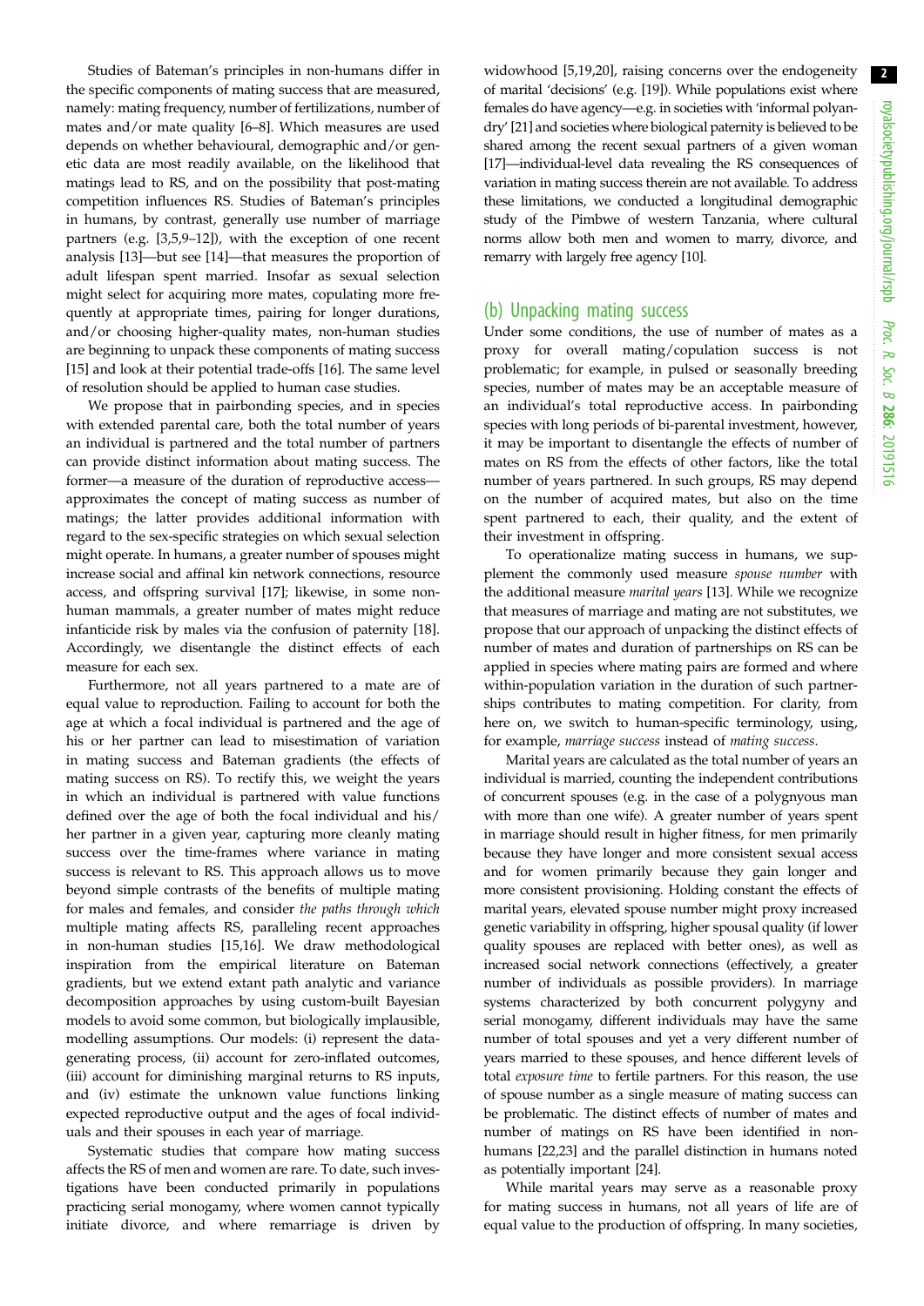Studies of Bateman's principles in non-humans differ in the specific components of mating success that are measured, namely: mating frequency, number of fertilizations, number of mates and/or mate quality [6–8]. Which measures are used depends on whether behavioural, demographic and/or genetic data are most readily available, on the likelihood that matings lead to RS, and on the possibility that post-mating competition influences RS. Studies of Bateman's principles in humans, by contrast, generally use number of marriage partners (e.g. [3,5,9–12]), with the exception of one recent analysis [13]—but see [14]—that measures the proportion of adult lifespan spent married. Insofar as sexual selection might select for acquiring more mates, copulating more frequently at appropriate times, pairing for longer durations, and/or choosing higher-quality mates, non-human studies are beginning to unpack these components of mating success [15] and look at their potential trade-offs [16]. The same level of resolution should be applied to human case studies.

We propose that in pairbonding species, and in species with extended parental care, both the total number of years an individual is partnered and the total number of partners can provide distinct information about mating success. The former—a measure of the duration of reproductive access—approximates the concept of mating success as number of matings; the latter provides additional information with regard to the sex-specific strategies on which sexual selection might operate. In humans, a greater number of spouses might increase social and affinal kin network connections, resource access, and offspring survival [17]; likewise, in some non-human mammals, a greater number of mates might reduce infanticide risk by males via the confusion of paternity [18]. Accordingly, we disentangle the distinct effects of each measure for each sex.

Furthermore, not all years partnered to a mate are of equal value to reproduction. Failing to account for both the age at which a focal individual is partnered and the age of his or her partner can lead to misestimation of variation in mating success and Bateman gradients (the effects of mating success on RS). To rectify this, we weight the years in which an individual is partnered with value functions defined over the age of both the focal individual and his/her partner in a given year, capturing more cleanly mating success over the time-frames where variance in mating success is relevant to RS. This approach allows us to move beyond simple contrasts of the benefits of multiple mating for males and females, and consider *the paths through which* multiple mating affects RS, paralleling recent approaches in non-human studies [15,16]. We draw methodological inspiration from the empirical literature on Bateman gradients, but we extend extant path analytic and variance decomposition approaches by using custom-built Bayesian models to avoid some common, but biologically implausible, modelling assumptions. Our models: (i) represent the data-generating process, (ii) account for zero-inflated outcomes, (iii) account for diminishing marginal returns to RS inputs, and (iv) estimate the unknown value functions linking expected reproductive output and the ages of focal individuals and their spouses in each year of marriage.

Systematic studies that compare how mating success affects the RS of men and women are rare. To date, such investigations have been conducted primarily in populations practicing serial monogamy, where women cannot typically initiate divorce, and where remarriage is driven by widowhood [5,19,20], raising concerns over the endogeneity of marital 'decisions' (e.g. [19]). While populations exist where females do have agency—e.g. in societies with 'informal polyandry' [21] and societies where biological paternity is believed to be shared among the recent sexual partners of a given woman [17]—individual-level data revealing the RS consequences of variation in mating success therein are not available. To address these limitations, we conducted a longitudinal demographic study of the Pimbwe of western Tanzania, where cultural norms allow both men and women to marry, divorce, and remarry with largely free agency [10].

## (b) Unpacking mating success

Under some conditions, the use of number of mates as a proxy for overall mating/copulation success is not problematic; for example, in pulsed or seasonally breeding species, number of mates may be an acceptable measure of an individual's total reproductive access. In pairbonding species with long periods of bi-parental investment, however, it may be important to disentangle the effects of number of mates on RS from the effects of other factors, like the total number of years partnered. In such groups, RS may depend on the number of acquired mates, but also on the time spent partnered to each, their quality, and the extent of their investment in offspring.

To operationalize mating success in humans, we supplement the commonly used measure *spouse number* with the additional measure *marital years* [13]. While we recognize that measures of marriage and mating are not substitutes, we propose that our approach of unpacking the distinct effects of number of mates and duration of partnerships on RS can be applied in species where mating pairs are formed and where within-population variation in the duration of such partnerships contributes to mating competition. For clarity, from here on, we switch to human-specific terminology, using, for example, *marriage success* instead of *mating success*.

Marital years are calculated as the total number of years an individual is married, counting the independent contributions of concurrent spouses (e.g. in the case of a polygynous man with more than one wife). A greater number of years spent in marriage should result in higher fitness, for men primarily because they have longer and more consistent sexual access and for women primarily because they gain longer and more consistent provisioning. Holding constant the effects of marital years, elevated spouse number might proxy increased genetic variability in offspring, higher spousal quality (if lower quality spouses are replaced with better ones), as well as increased social network connections (effectively, a greater number of individuals as possible providers). In marriage systems characterized by both concurrent polygyny and serial monogamy, different individuals may have the same number of total spouses and yet a very different number of years married to these spouses, and hence different levels of total *exposure time* to fertile partners. For this reason, the use of spouse number as a single measure of mating success can be problematic. The distinct effects of number of mates and number of matings on RS have been identified in non-humans [22,23] and the parallel distinction in humans noted as potentially important [24].

While marital years may serve as a reasonable proxy for mating success in humans, not all years of life are of equal value to the production of offspring. In many societies,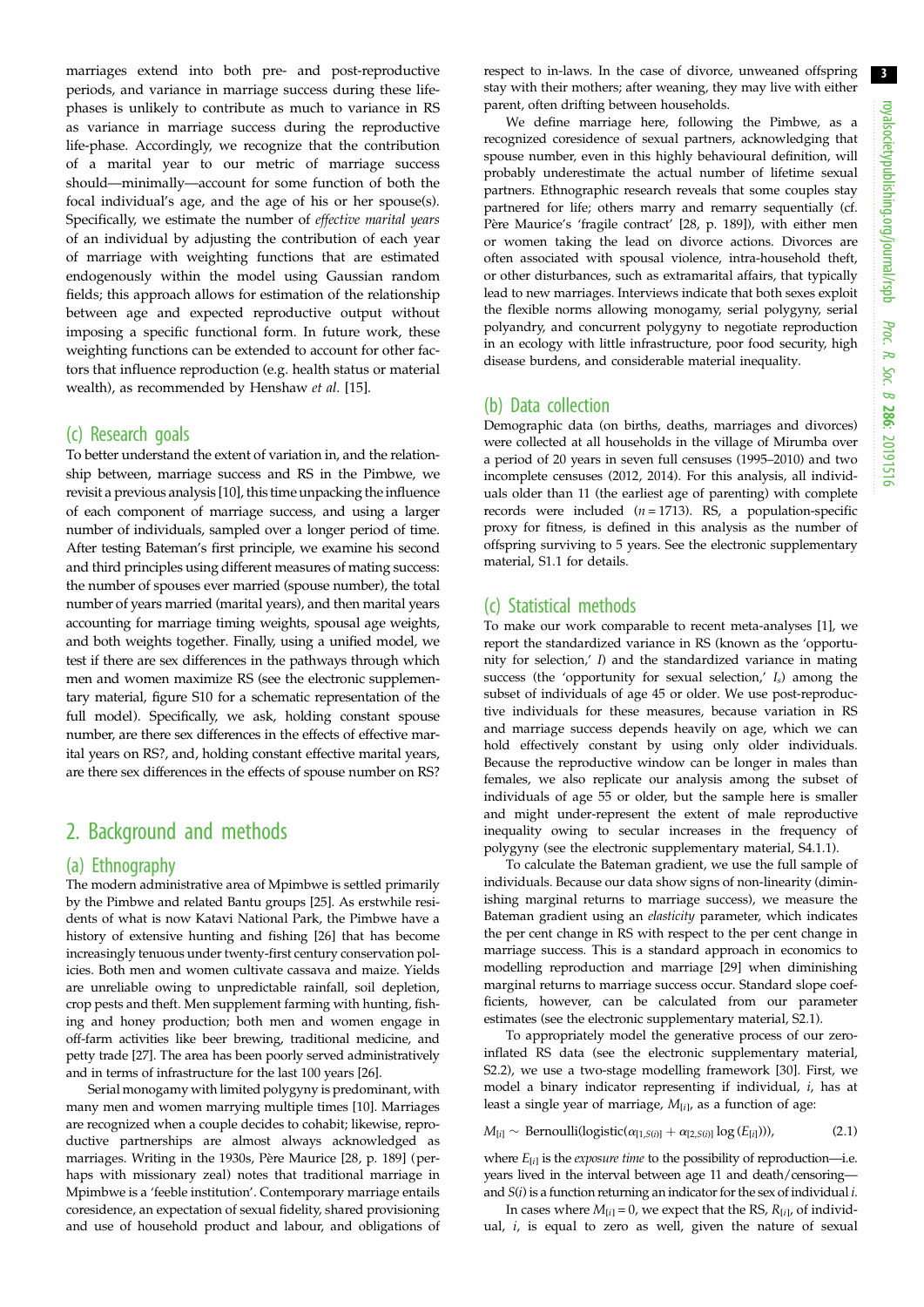marriages extend into both pre- and post-reproductive periods, and variance in marriage success during these life-phases is unlikely to contribute as much to variance in RS as variance in marriage success during the reproductive life-phase. Accordingly, we recognize that the contribution of a marital year to our metric of marriage success should—minimally—account for some function of both the focal individual's age, and the age of his or her spouse(s). Specifically, we estimate the number of *effective marital years* of an individual by adjusting the contribution of each year of marriage with weighting functions that are estimated endogenously within the model using Gaussian random fields; this approach allows for estimation of the relationship between age and expected reproductive output without imposing a specific functional form. In future work, these weighting functions can be extended to account for other factors that influence reproduction (e.g. health status or material wealth), as recommended by Henshaw *et al.* [15].

### (c) Research goals

To better understand the extent of variation in, and the relationship between, marriage success and RS in the Pimbwe, we revisit a previous analysis [10], this time unpacking the influence of each component of marriage success, and using a larger number of individuals, sampled over a longer period of time. After testing Bateman's first principle, we examine his second and third principles using different measures of mating success: the number of spouses ever married (spouse number), the total number of years married (marital years), and then marital years accounting for marriage timing weights, spousal age weights, and both weights together. Finally, using a unified model, we test if there are sex differences in the pathways through which men and women maximize RS (see the electronic supplementary material, figure S10 for a schematic representation of the full model). Specifically, we ask, holding constant spouse number, are there sex differences in the effects of effective marital years on RS?, and, holding constant effective marital years, are there sex differences in the effects of spouse number on RS?

## 2. Background and methods

### (a) Ethnography

The modern administrative area of Mpimbwe is settled primarily by the Pimbwe and related Bantu groups [25]. As erstwhile residents of what is now Katavi National Park, the Pimbwe have a history of extensive hunting and fishing [26] that has become increasingly tenuous under twenty-first century conservation policies. Both men and women cultivate cassava and maize. Yields are unreliable owing to unpredictable rainfall, soil depletion, crop pests and theft. Men supplement farming with hunting, fishing and honey production; both men and women engage in off-farm activities like beer brewing, traditional medicine, and petty trade [27]. The area has been poorly served administratively and in terms of infrastructure for the last 100 years [26].

Serial monogamy with limited polygyny is predominant, with many men and women marrying multiple times [10]. Marriages are recognized when a couple decides to cohabit; likewise, reproductive partnerships are almost always acknowledged as marriages. Writing in the 1930s, Père Maurice [28, p. 189] (perhaps with missionary zeal) notes that traditional marriage in Mpimbwe is a 'feeble institution'. Contemporary marriage entails coresidence, an expectation of sexual fidelity, shared provisioning and use of household product and labour, and obligations of respect to in-laws. In the case of divorce, unweaned offspring stay with their mothers; after weaning, they may live with either parent, often drifting between households.

We define marriage here, following the Pimbwe, as a recognized coresidence of sexual partners, acknowledging that spouse number, even in this highly behavioural definition, will probably underestimate the actual number of lifetime sexual partners. Ethnographic research reveals that some couples stay partnered for life; others marry and remarry sequentially (cf. Père Maurice's 'fragile contract' [28, p. 189]), with either men or women taking the lead on divorce actions. Divorces are often associated with spousal violence, intra-household theft, or other disturbances, such as extramarital affairs, that typically lead to new marriages. Interviews indicate that both sexes exploit the flexible norms allowing monogamy, serial polygyny, serial polyandry, and concurrent polygyny to negotiate reproduction in an ecology with little infrastructure, poor food security, high disease burdens, and considerable material inequality.

### (b) Data collection

Demographic data (on births, deaths, marriages and divorces) were collected at all households in the village of Mirumba over a period of 20 years in seven full censuses (1995–2010) and two incomplete censuses (2012, 2014). For this analysis, all individuals older than 11 (the earliest age of parenting) with complete records were included ($n = 1713$). RS, a population-specific proxy for fitness, is defined in this analysis as the number of offspring surviving to 5 years. See the electronic supplementary material, S1.1 for details.

### (c) Statistical methods

To make our work comparable to recent meta-analyses [1], we report the standardized variance in RS (known as the 'opportunity for selection,' $I$) and the standardized variance in mating success (the 'opportunity for sexual selection,' $I_s$) among the subset of individuals of age 45 or older. We use post-reproductive individuals for these measures, because variation in RS and marriage success depends heavily on age, which we can hold effectively constant by using only older individuals. Because the reproductive window can be longer in males than females, we also replicate our analysis among the subset of individuals of age 55 or older, but the sample here is smaller and might under-represent the extent of male reproductive inequality owing to secular increases in the frequency of polygyny (see the electronic supplementary material, S4.1.1).

To calculate the Bateman gradient, we use the full sample of individuals. Because our data show signs of non-linearity (diminishing marginal returns to marriage success), we measure the Bateman gradient using an *elasticity* parameter, which indicates the per cent change in RS with respect to the per cent change in marriage success. This is a standard approach in economics to modelling reproduction and marriage [29] when diminishing marginal returns to marriage success occur. Standard slope coefficients, however, can be calculated from our parameter estimates (see the electronic supplementary material, S2.1).

To appropriately model the generative process of our zero-inflated RS data (see the electronic supplementary material, S2.2), we use a two-stage modelling framework [30]. First, we model a binary indicator representing if individual, $i$, has at least a single year of marriage, $M_{[i]}$, as a function of age:

$$M_{[i]} \sim \text{Bernoulli}(\text{logistic}(\alpha_{[1,S(i)]} + \alpha_{[2,S(i)]} \log(E_{[i]}))), \tag{2.1}$$

where $E_{[i]}$ is the *exposure time* to the possibility of reproduction—i.e. years lived in the interval between age 11 and death/censoring—and $S(i)$ is a function returning an indicator for the sex of individual $i$.

In cases where $M_{[i]} = 0$, we expect that the RS, $R_{[i]}$, of individual, $i$, is equal to zero as well, given the nature of sexual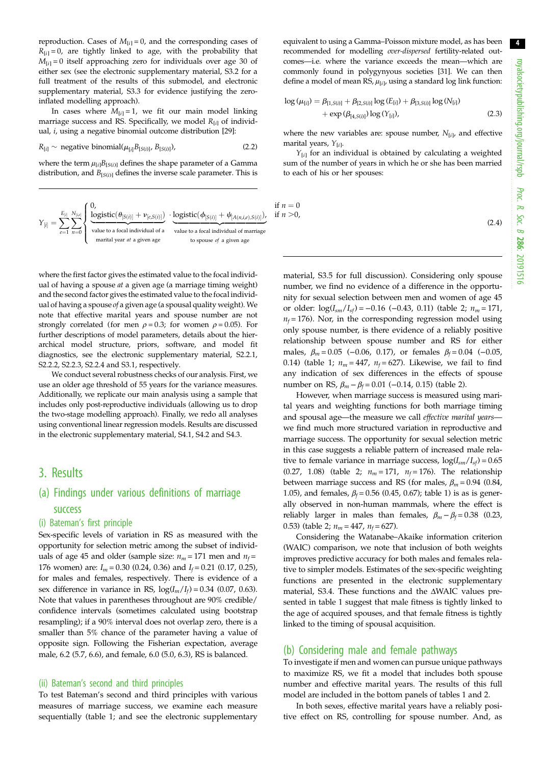reproduction. Cases of $M_{[i]} = 0$, and the corresponding cases of $R_{[i]} = 0$, are tightly linked to age, with the probability that $M_{[i]} = 0$ itself approaching zero for individuals over age 30 of either sex (see the electronic supplementary material, S3.2 for a full treatment of the results of this submodel, and electronic supplementary material, S3.3 for evidence justifying the zero-inflated modelling approach).

In cases where $M_{[i]} = 1$, we fit our main model linking marriage success and RS. Specifically, we model $R_{[i]}$ of individual, $i$, using a negative binomial outcome distribution [29]:

$$R_{[i]} \sim \text{negative binomial}(\mu_{[i]} B_{[S(i)]}, B_{[S(i)]}), \tag{2.2}$$

where the term $\mu_{[i]} B_{[S(i)]}$ defines the shape parameter of a Gamma distribution, and $B_{[S(i)]}$ defines the inverse scale parameter. This is equivalent to using a Gamma–Poisson mixture model, as has been recommended for modelling *over-dispersed* fertility-related outcomes—i.e. where the variance exceeds the mean—which are commonly found in polygynyous societies [31]. We can then define a model of mean RS, $\mu_{[i]}$, using a standard log link function:

$$\log(\mu_{[i]}) = \beta_{[1,S(i)]} + \beta_{[2,S(i)]} \log(E_{[i]}) + \beta_{[3,S(i)]} \log(N_{[i]}) + \exp(\beta_{[4,S(i)]}) \log(Y_{[i]}), \tag{2.3}$$

where the new variables are: spouse number, $N_{[i]}$, and effective marital years, $Y_{[i]}$.

$Y_{[i]}$ for an individual is obtained by calculating a weighted sum of the number of years in which he or she has been married to each of his or her spouses:

$$Y_{[i]} = \sum_{e=1}^{E_{[i]}} \sum_{n=0}^{N_{[i,e]}} \begin{cases} 0, & \text{if } n = 0 \\ \underbrace{\text{logistic}(\theta_{[S(i)]} + \nu_{[e,S(i)]})}_{\text{value to a focal individual of a marital year } at \text{ a given age}} \cdot \underbrace{\text{logistic}(\phi_{[S(i)]} + \psi_{[A(n,i,e),S(i)]})}_{\text{value to a focal individual of marriage to spouse } of \text{ a given age}}, & \text{if } n > 0, \end{cases} \tag{2.4}$$

where the first factor gives the estimated value to the focal individual of having a spouse *at* a given age (a marriage timing weight) and the second factor gives the estimated value to the focal individual of having a spouse *of* a given age (a spousal quality weight). We note that effective marital years and spouse number are not strongly correlated (for men $\rho = 0.3$; for women $\rho = 0.05$). For further descriptions of model parameters, details about the hierarchical model structure, priors, software, and model fit diagnostics, see the electronic supplementary material, S2.2.1, S2.2.2, S2.2.3, S2.2.4 and S3.1, respectively.

We conduct several robustness checks of our analysis. First, we use an older age threshold of 55 years for the variance measures. Additionally, we replicate our main analysis using a sample that includes only post-reproductive individuals (allowing us to drop the two-stage modelling approach). Finally, we redo all analyses using conventional linear regression models. Results are discussed in the electronic supplementary material, S4.1, S4.2 and S4.3.

# 3. Results

## (a) Findings under various definitions of marriage success

### (i) Bateman's first principle

Sex-specific levels of variation in RS as measured with the opportunity for selection metric among the subset of individuals of age 45 and older (sample size: $n_m = 171$ men and $n_f = 176$ women) are: $I_m = 0.30$ (0.24, 0.36) and $I_f = 0.21$ (0.17, 0.25), for males and females, respectively. There is evidence of a sex difference in variance in RS, $\log(I_m/I_f) = 0.34$ (0.07, 0.63). Note that values in parentheses throughout are 90% credible/confidence intervals (sometimes calculated using bootstrap resampling); if a 90% interval does not overlap zero, there is a smaller than 5% chance of the parameter having a value of opposite sign. Following the Fisherian expectation, average male, 6.2 (5.7, 6.6), and female, 6.0 (5.0, 6.3), RS is balanced.

### (ii) Bateman's second and third principles

To test Bateman's second and third principles with various measures of marriage success, we examine each measure sequentially (table 1; and see the electronic supplementary material, S3.5 for full discussion). Considering only spouse number, we find no evidence of a difference in the opportunity for sexual selection between men and women of age 45 or older: $\log(I_{sm}/I_{sf}) = -0.16$ (−0.43, 0.11) (table 2; $n_m = 171$, $n_f = 176$). Nor, in the corresponding regression model using only spouse number, is there evidence of a reliably positive relationship between spouse number and RS for either males, $\beta_m = 0.05$ (−0.06, 0.17), or females $\beta_f = 0.04$ (−0.05, 0.14) (table 1; $n_m = 447$, $n_f = 627$). Likewise, we fail to find any indication of sex differences in the effects of spouse number on RS, $\beta_m - \beta_f = 0.01$ (−0.14, 0.15) (table 2).

However, when marriage success is measured using marital years and weighting functions for both marriage timing and spousal age—the measure we call *effective marital years*—we find much more structured variation in reproductive and marriage success. The opportunity for sexual selection metric in this case suggests a reliable pattern of increased male relative to female variance in marriage success, $\log(I_{sm}/I_{sf}) = 0.65$ (0.27, 1.08) (table 2; $n_m = 171$, $n_f = 176$). The relationship between marriage success and RS (for males, $\beta_m = 0.94$ (0.84, 1.05), and females, $\beta_f = 0.56$ (0.45, 0.67); table 1) is as is generally observed in non-human mammals, where the effect is reliably larger in males than females, $\beta_m - \beta_f = 0.38$ (0.23, 0.53) (table 2; $n_m = 447$, $n_f = 627$).

Considering the Watanabe–Akaike information criterion (WAIC) comparison, we note that inclusion of both weights improves predictive accuracy for both males and females relative to simpler models. Estimates of the sex-specific weighting functions are presented in the electronic supplementary material, S3.4. These functions and the ΔWAIC values presented in table 1 suggest that male fitness is tightly linked to the age of acquired spouses, and that female fitness is tightly linked to the timing of spousal acquisition.

## (b) Considering male and female pathways

To investigate if men and women can pursue unique pathways to maximize RS, we fit a model that includes both spouse number and effective marital years. The results of this full model are included in the bottom panels of tables 1 and 2.

In both sexes, effective marital years have a reliably positive effect on RS, controlling for spouse number. And, as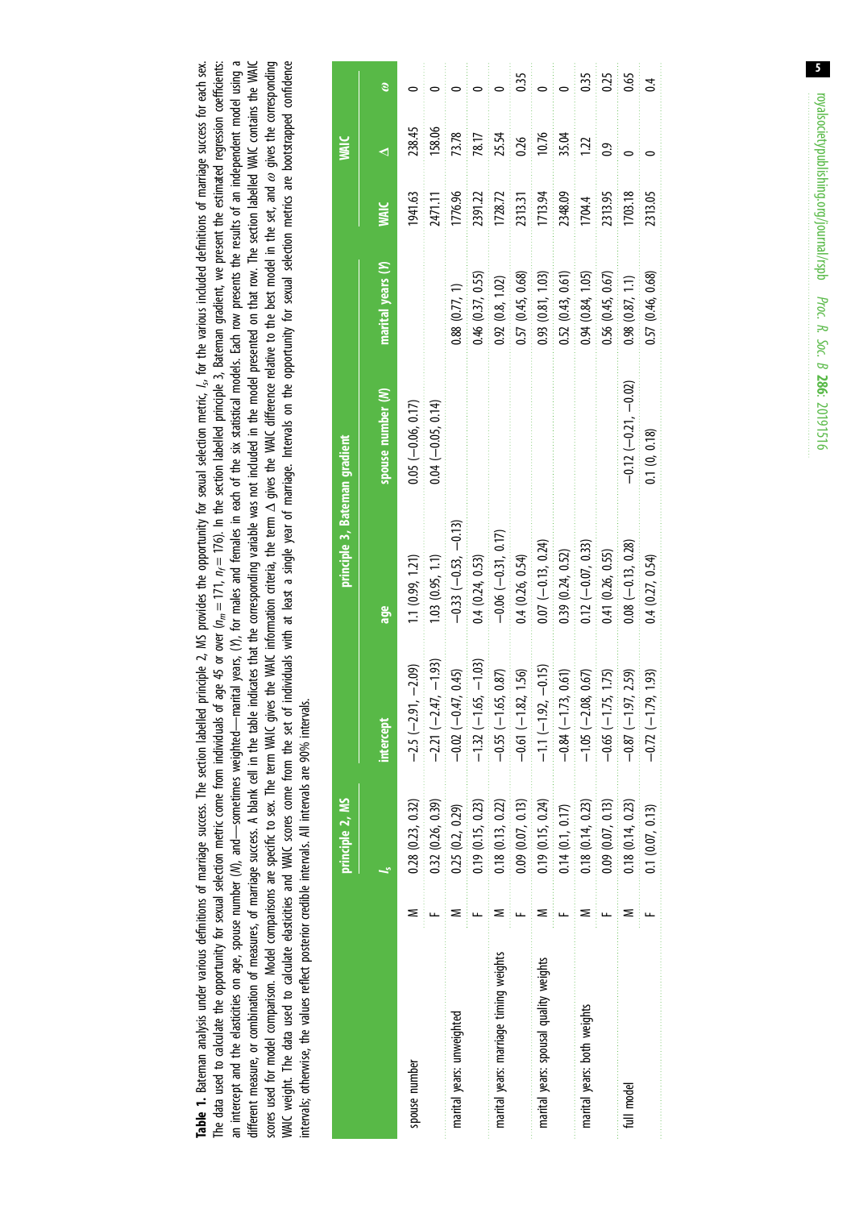**Table 1.** Bateman analysis under various definitions of marriage success. The section labelled principle 2, MS provides the opportunity for sexual selection metric, $I_s$, for the various included definitions of marriage success for each sex. The data used to calculate the opportunity for sexual selection metric come from individuals of age 45 or over ($n_m = 171$, $n_f = 176$). In the section labelled principle 3, Bateman gradient, we present the estimated regression coefficients: an intercept and the elasticities on age, spouse number ($N$), and—sometimes weighted—marital years, ($Y$), for males and females in each of the six statistical models. Each row presents the results of an independent model using a different measure, or combination of measures, of marriage success. A blank cell in the table indicates that the corresponding variable was not included in the model presented on that row. The section labelled WAIC contains the WAIC scores used for model comparison. Model comparisons are specific to sex. The term WAIC gives the WAIC information criteria, the term Δ gives the WAIC difference relative to the best model in the set, and ω gives the corresponding WAIC weight. The data used to calculate elasticities and WAIC scores come from the set of individuals with at least a single year of marriage. Intervals on the opportunity for sexual selection metrics are bootstrapped confidence intervals; otherwise, the values reflect posterior credible intervals. All intervals are 90% intervals.

| | | principle 2, MS | principle 3, Bateman gradient | | | | WAIC | | |
|---|---|---|---|---|---|---|---|---|---|
| | | $I_s$ | intercept | age | spouse number ($N$) | marital years ($Y$) | WAIC | Δ | ω |
| spouse number | M | 0.28 (0.23, 0.32) | −2.5 (−2.91, −2.09) | 1.1 (0.99, 1.21) | 0.05 (−0.06, 0.17) | | 1941.63 | 238.45 | 0 |
| | F | 0.32 (0.26, 0.39) | −2.21 (−2.47, −1.93) | 1.03 (0.95, 1.1) | 0.04 (−0.05, 0.14) | | 2471.11 | 158.06 | 0 |
| marital years: unweighted | M | 0.25 (0.2, 0.29) | −0.02 (−0.47, 0.45) | −0.33 (−0.53, −0.13) | | 0.88 (0.77, 1) | 1776.96 | 73.78 | 0 |
| | F | 0.19 (0.15, 0.23) | −1.32 (−1.65, −1.03) | 0.4 (0.24, 0.53) | | 0.46 (0.37, 0.55) | 2391.22 | 78.17 | 0 |
| marital years: marriage timing weights | M | 0.18 (0.13, 0.22) | −0.55 (−1.65, 0.87) | −0.06 (−0.31, 0.17) | | 0.92 (0.8, 1.02) | 1728.72 | 25.54 | 0 |
| | F | 0.09 (0.07, 0.13) | −0.61 (−1.82, 1.56) | 0.4 (0.26, 0.54) | | 0.57 (0.45, 0.68) | 2313.31 | 0.26 | 0.35 |
| marital years: spousal quality weights | M | 0.19 (0.15, 0.24) | −1.1 (−1.92, −0.15) | 0.07 (−0.13, 0.24) | | 0.93 (0.81, 1.03) | 1713.94 | 10.76 | 0 |
| | F | 0.14 (0.1, 0.17) | −0.84 (−1.73, 0.61) | 0.39 (0.24, 0.52) | | 0.52 (0.43, 0.61) | 2348.09 | 35.04 | 0 |
| marital years: both weights | M | 0.18 (0.14, 0.23) | −1.05 (−2.08, 0.67) | 0.12 (−0.07, 0.33) | | 0.94 (0.84, 1.05) | 1704.4 | 1.22 | 0.35 |
| | F | 0.09 (0.07, 0.13) | −0.65 (−1.75, 1.75) | 0.41 (0.26, 0.55) | | 0.56 (0.45, 0.67) | 2313.95 | 0.9 | 0.25 |
| full model | M | 0.18 (0.14, 0.23) | −0.87 (−1.97, 2.59) | 0.08 (−0.13, 0.28) | −0.12 (−0.21, −0.02) | 0.98 (0.87, 1.1) | 1703.18 | 0 | 0.65 |
| | F | 0.1 (0.07, 0.13) | −0.72 (−1.79, 1.93) | 0.4 (0.27, 0.54) | 0.1 (0, 0.18) | 0.57 (0.46, 0.68) | 2313.05 | 0 | 0.4 |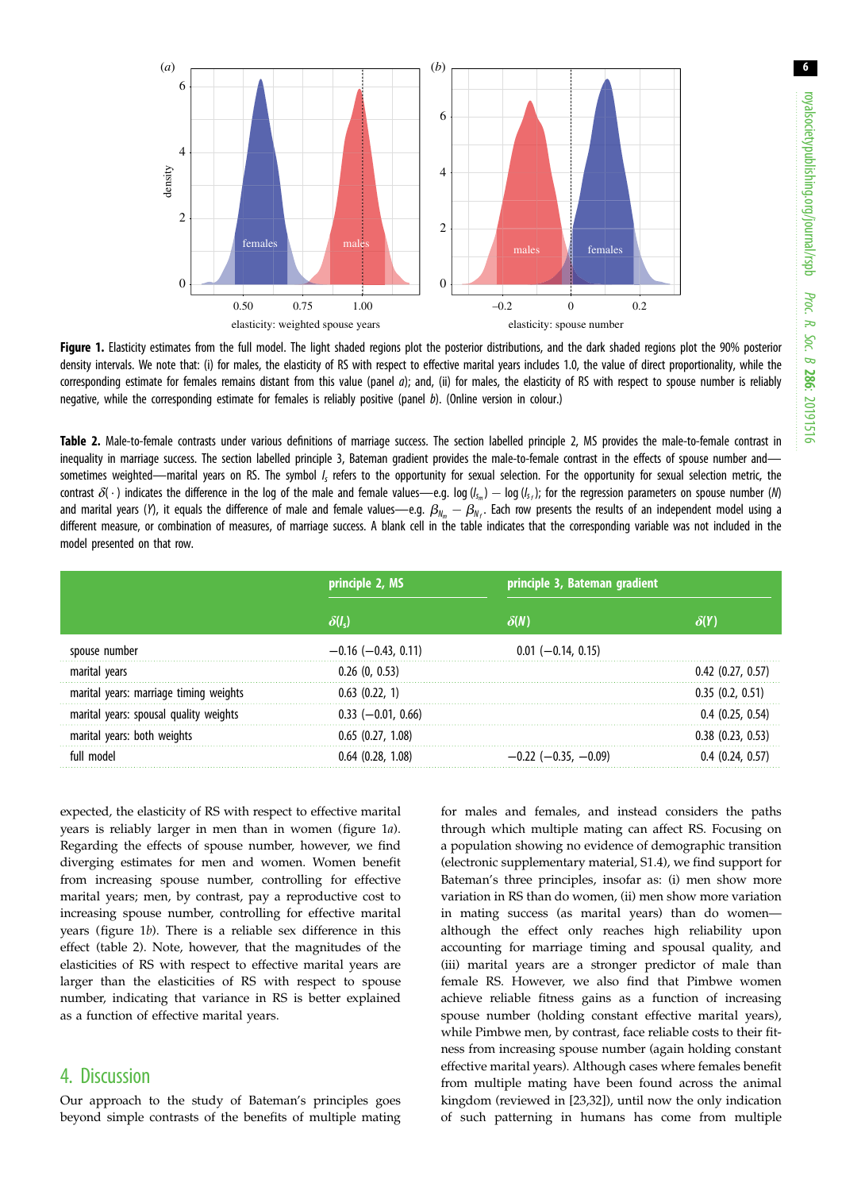**Figure 1.** Elasticity estimates from the full model. The light shaded regions plot the posterior distributions, and the dark shaded regions plot the 90% posterior density intervals. We note that: (i) for males, the elasticity of RS with respect to effective marital years includes 1.0, the value of direct proportionality, while the corresponding estimate for females remains distant from this value (panel *a*); and, (ii) for males, the elasticity of RS with respect to spouse number is reliably negative, while the corresponding estimate for females is reliably positive (panel *b*). (Online version in colour.)

**Table 2.** Male-to-female contrasts under various definitions of marriage success. The section labelled principle 2, MS provides the male-to-female contrast in inequality in marriage success. The section labelled principle 3, Bateman gradient provides the male-to-female contrast in the effects of spouse number and—sometimes weighted—marital years on RS. The symbol $I_s$ refers to the opportunity for sexual selection. For the opportunity for sexual selection metric, the contrast $\delta(\cdot)$ indicates the difference in the log of the male and female values—e.g. $\log(I_{s_m}) - \log(I_{s_f})$; for the regression parameters on spouse number ($N$) and marital years ($Y$), it equals the difference of male and female values—e.g. $\beta_{N_m} - \beta_{N_f}$. Each row presents the results of an independent model using a different measure, or combination of measures, of marriage success. A blank cell in the table indicates that the corresponding variable was not included in the model presented on that row.

| | principle 2, MS | principle 3, Bateman gradient | |
|---|---|---|---|
| | $\delta(I_s)$ | $\delta(N)$ | $\delta(Y)$ |
| spouse number | −0.16 (−0.43, 0.11) | 0.01 (−0.14, 0.15) | |
| marital years | 0.26 (0, 0.53) | | 0.42 (0.27, 0.57) |
| marital years: marriage timing weights | 0.63 (0.22, 1) | | 0.35 (0.2, 0.51) |
| marital years: spousal quality weights | 0.33 (−0.01, 0.66) | | 0.4 (0.25, 0.54) |
| marital years: both weights | 0.65 (0.27, 1.08) | | 0.38 (0.23, 0.53) |
| full model | 0.64 (0.28, 1.08) | −0.22 (−0.35, −0.09) | 0.4 (0.24, 0.57) |

expected, the elasticity of RS with respect to effective marital years is reliably larger in men than in women (figure 1*a*). Regarding the effects of spouse number, however, we find diverging estimates for men and women. Women benefit from increasing spouse number, controlling for effective marital years; men, by contrast, pay a reproductive cost to increasing spouse number, controlling for effective marital years (figure 1*b*). There is a reliable sex difference in this effect (table 2). Note, however, that the magnitudes of the elasticities of RS with respect to effective marital years are larger than the elasticities of RS with respect to spouse number, indicating that variance in RS is better explained as a function of effective marital years.

## 4. Discussion

Our approach to the study of Bateman's principles goes beyond simple contrasts of the benefits of multiple mating for males and females, and instead considers the paths through which multiple mating can affect RS. Focusing on a population showing no evidence of demographic transition (electronic supplementary material, S1.4), we find support for Bateman's three principles, insofar as: (i) men show more variation in RS than do women, (ii) men show more variation in mating success (as marital years) than do women—although the effect only reaches high reliability upon accounting for marriage timing and spousal quality, and (iii) marital years are a stronger predictor of male than female RS. However, we also find that Pimbwe women achieve reliable fitness gains as a function of increasing spouse number (holding constant effective marital years), while Pimbwe men, by contrast, face reliable costs to their fitness from increasing spouse number (again holding constant effective marital years). Although cases where females benefit from multiple mating have been found across the animal kingdom (reviewed in [23,32]), until now the only indication of such patterning in humans has come from multiple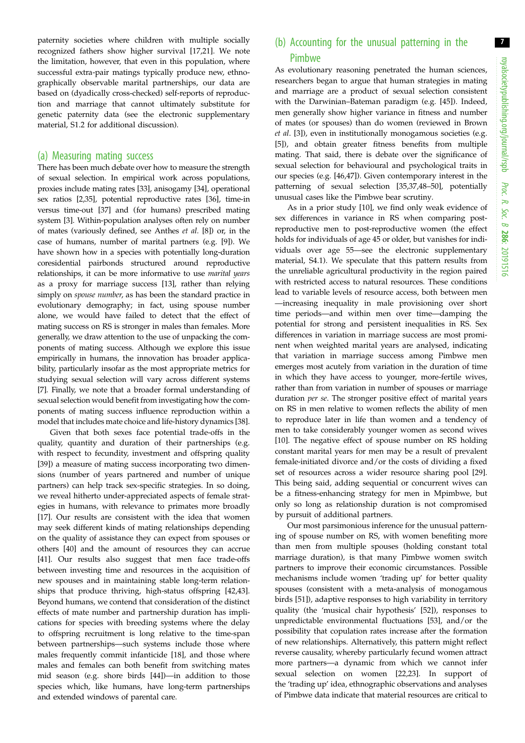paternity societies where children with multiple socially recognized fathers show higher survival [17,21]. We note the limitation, however, that even in this population, where successful extra-pair matings typically produce new, ethnographically observable marital partnerships, our data are based on (dyadically cross-checked) self-reports of reproduction and marriage that cannot ultimately substitute for genetic paternity data (see the electronic supplementary material, S1.2 for additional discussion).

## (a) Measuring mating success

There has been much debate over how to measure the strength of sexual selection. In empirical work across populations, proxies include mating rates [33], anisogamy [34], operational sex ratios [2,35], potential reproductive rates [36], time-in versus time-out [37] and (for humans) prescribed mating system [3]. Within-population analyses often rely on number of mates (variously defined, see Anthes *et al.* [8]) or, in the case of humans, number of marital partners (e.g. [9]). We have shown how in a species with potentially long-duration coresidential pairbonds structured around reproductive relationships, it can be more informative to use *marital years* as a proxy for marriage success [13], rather than relying simply on *spouse number*, as has been the standard practice in evolutionary demography; in fact, using spouse number alone, we would have failed to detect that the effect of mating success on RS is stronger in males than females. More generally, we draw attention to the use of unpacking the components of mating success. Although we explore this issue empirically in humans, the innovation has broader applicability, particularly insofar as the most appropriate metrics for studying sexual selection will vary across different systems [7]. Finally, we note that a broader formal understanding of sexual selection would benefit from investigating how the components of mating success influence reproduction within a model that includes mate choice and life-history dynamics [38].

Given that both sexes face potential trade-offs in the quality, quantity and duration of their partnerships (e.g. with respect to fecundity, investment and offspring quality [39]) a measure of mating success incorporating two dimensions (number of years partnered and number of unique partners) can help track sex-specific strategies. In so doing, we reveal hitherto under-appreciated aspects of female strategies in humans, with relevance to primates more broadly [17]. Our results are consistent with the idea that women may seek different kinds of mating relationships depending on the quality of assistance they can expect from spouses or others [40] and the amount of resources they can accrue [41]. Our results also suggest that men face trade-offs between investing time and resources in the acquisition of new spouses and in maintaining stable long-term relationships that produce thriving, high-status offspring [42,43]. Beyond humans, we contend that consideration of the distinct effects of mate number and partnership duration has implications for species with breeding systems where the delay to offspring recruitment is long relative to the time-span between partnerships—such systems include those where males frequently commit infanticide [18], and those where males and females can both benefit from switching mates mid season (e.g. shore birds [44])—in addition to those species which, like humans, have long-term partnerships and extended windows of parental care.

## (b) Accounting for the unusual patterning in the Pimbwe

As evolutionary reasoning penetrated the human sciences, researchers began to argue that human strategies in mating and marriage are a product of sexual selection consistent with the Darwinian–Bateman paradigm (e.g. [45]). Indeed, men generally show higher variance in fitness and number of mates (or spouses) than do women (reviewed in Brown *et al.* [3]), even in institutionally monogamous societies (e.g. [5]), and obtain greater fitness benefits from multiple mating. That said, there is debate over the significance of sexual selection for behavioural and psychological traits in our species (e.g. [46,47]). Given contemporary interest in the patterning of sexual selection [35,37,48–50], potentially unusual cases like the Pimbwe bear scrutiny.

As in a prior study [10], we find only weak evidence of sex differences in variance in RS when comparing post-reproductive men to post-reproductive women (the effect holds for individuals of age 45 or older, but vanishes for individuals over age 55—see the electronic supplementary material, S4.1). We speculate that this pattern results from the unreliable agricultural productivity in the region paired with restricted access to natural resources. These conditions lead to variable levels of resource access, both between men—increasing inequality in male provisioning over short time periods—and within men over time—damping the potential for strong and persistent inequalities in RS. Sex differences in variation in marriage success are most prominent when weighted marital years are analysed, indicating that variation in marriage success among Pimbwe men emerges most acutely from variation in the duration of time in which they have access to younger, more-fertile wives, rather than from variation in number of spouses or marriage duration *per se*. The stronger positive effect of marital years on RS in men relative to women reflects the ability of men to reproduce later in life than women and a tendency of men to take considerably younger women as second wives [10]. The negative effect of spouse number on RS holding constant marital years for men may be a result of prevalent female-initiated divorce and/or the costs of dividing a fixed set of resources across a wider resource sharing pool [29]. This being said, adding sequential or concurrent wives can be a fitness-enhancing strategy for men in Mpimbwe, but only so long as relationship duration is not compromised by pursuit of additional partners.

Our most parsimonious inference for the unusual patterning of spouse number on RS, with women benefiting more than men from multiple spouses (holding constant total marriage duration), is that many Pimbwe women switch partners to improve their economic circumstances. Possible mechanisms include women 'trading up' for better quality spouses (consistent with a meta-analysis of monogamous birds [51]), adaptive responses to high variability in territory quality (the 'musical chair hypothesis' [52]), responses to unpredictable environmental fluctuations [53], and/or the possibility that copulation rates increase after the formation of new relationships. Alternatively, this pattern might reflect reverse causality, whereby particularly fecund women attract more partners—a dynamic from which we cannot infer sexual selection on women [22,23]. In support of the 'trading up' idea, ethnographic observations and analyses of Pimbwe data indicate that material resources are critical to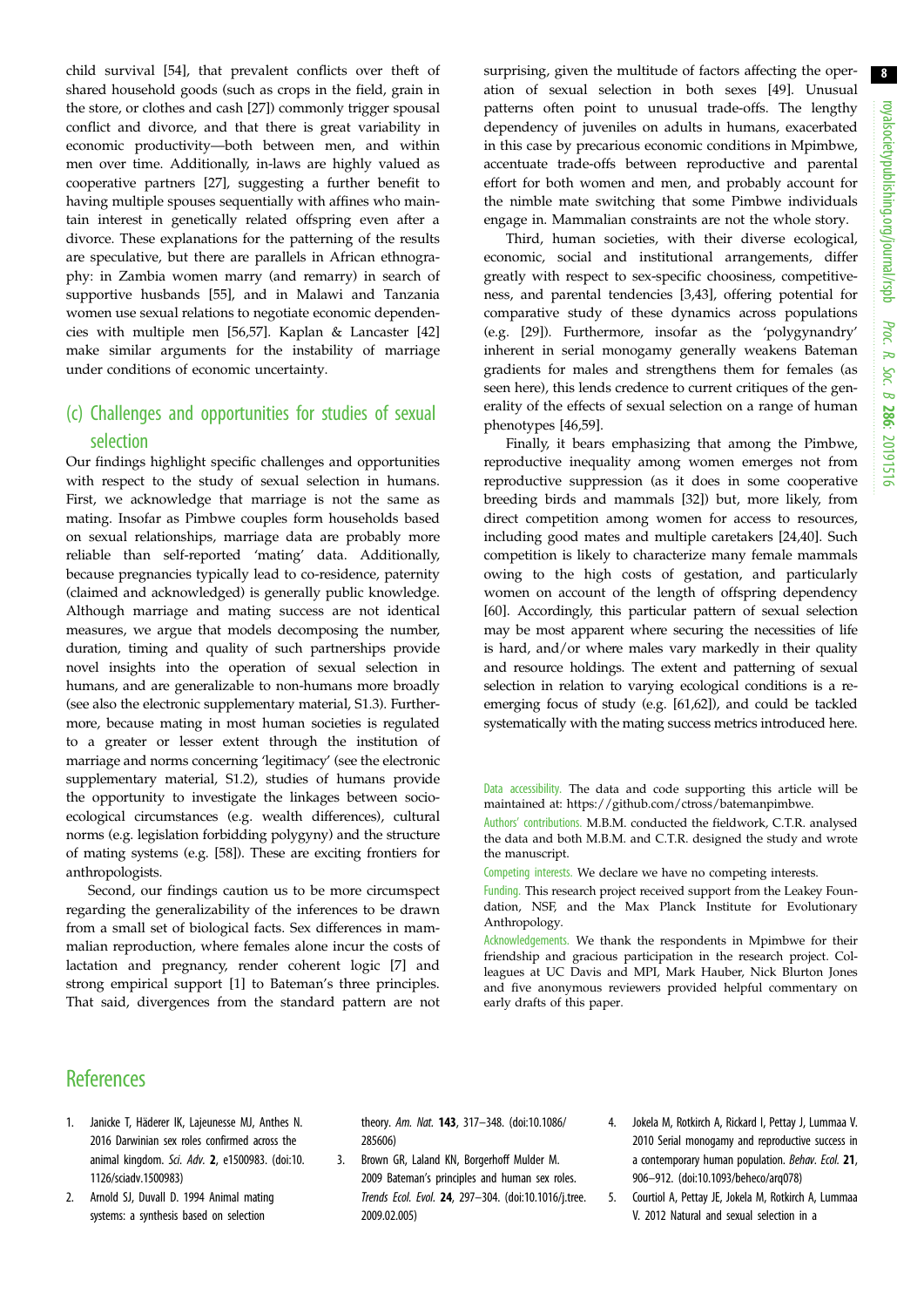child survival [54], that prevalent conflicts over theft of shared household goods (such as crops in the field, grain in the store, or clothes and cash [27]) commonly trigger spousal conflict and divorce, and that there is great variability in economic productivity—both between men, and within men over time. Additionally, in-laws are highly valued as cooperative partners [27], suggesting a further benefit to having multiple spouses sequentially with affines who maintain interest in genetically related offspring even after a divorce. These explanations for the patterning of the results are speculative, but there are parallels in African ethnography: in Zambia women marry (and remarry) in search of supportive husbands [55], and in Malawi and Tanzania women use sexual relations to negotiate economic dependencies with multiple men [56,57]. Kaplan & Lancaster [42] make similar arguments for the instability of marriage under conditions of economic uncertainty.

### (c) Challenges and opportunities for studies of sexual selection

Our findings highlight specific challenges and opportunities with respect to the study of sexual selection in humans. First, we acknowledge that marriage is not the same as mating. Insofar as Pimbwe couples form households based on sexual relationships, marriage data are probably more reliable than self-reported 'mating' data. Additionally, because pregnancies typically lead to co-residence, paternity (claimed and acknowledged) is generally public knowledge. Although marriage and mating success are not identical measures, we argue that models decomposing the number, duration, timing and quality of such partnerships provide novel insights into the operation of sexual selection in humans, and are generalizable to non-humans more broadly (see also the electronic supplementary material, S1.3). Furthermore, because mating in most human societies is regulated to a greater or lesser extent through the institution of marriage and norms concerning 'legitimacy' (see the electronic supplementary material, S1.2), studies of humans provide the opportunity to investigate the linkages between socio-ecological circumstances (e.g. wealth differences), cultural norms (e.g. legislation forbidding polygyny) and the structure of mating systems (e.g. [58]). These are exciting frontiers for anthropologists.

Second, our findings caution us to be more circumspect regarding the generalizability of the inferences to be drawn from a small set of biological facts. Sex differences in mammalian reproduction, where females alone incur the costs of lactation and pregnancy, render coherent logic [7] and strong empirical support [1] to Bateman's three principles. That said, divergences from the standard pattern are not surprising, given the multitude of factors affecting the operation of sexual selection in both sexes [49]. Unusual patterns often point to unusual trade-offs. The lengthy dependency of juveniles on adults in humans, exacerbated in this case by precarious economic conditions in Mpimbwe, accentuate trade-offs between reproductive and parental effort for both women and men, and probably account for the nimble mate switching that some Pimbwe individuals engage in. Mammalian constraints are not the whole story.

Third, human societies, with their diverse ecological, economic, social and institutional arrangements, differ greatly with respect to sex-specific choosiness, competitiveness, and parental tendencies [3,43], offering potential for comparative study of these dynamics across populations (e.g. [29]). Furthermore, insofar as the 'polygynandry' inherent in serial monogamy generally weakens Bateman gradients for males and strengthens them for females (as seen here), this lends credence to current critiques of the generality of the effects of sexual selection on a range of human phenotypes [46,59].

Finally, it bears emphasizing that among the Pimbwe, reproductive inequality among women emerges not from reproductive suppression (as it does in some cooperative breeding birds and mammals [32]) but, more likely, from direct competition among women for access to resources, including good mates and multiple caretakers [24,40]. Such competition is likely to characterize many female mammals owing to the high costs of gestation, and particularly women on account of the length of offspring dependency [60]. Accordingly, this particular pattern of sexual selection may be most apparent where securing the necessities of life is hard, and/or where males vary markedly in their quality and resource holdings. The extent and patterning of sexual selection in relation to varying ecological conditions is a re-emerging focus of study (e.g. [61,62]), and could be tackled systematically with the mating success metrics introduced here.

Data accessibility. The data and code supporting this article will be maintained at: https://github.com/ctross/batemanpimbwe.

Authors' contributions. M.B.M. conducted the fieldwork, C.T.R. analysed the data and both M.B.M. and C.T.R. designed the study and wrote the manuscript.

Competing interests. We declare we have no competing interests.

Funding. This research project received support from the Leakey Foundation, NSF, and the Max Planck Institute for Evolutionary Anthropology.

Acknowledgements. We thank the respondents in Mpimbwe for their friendship and gracious participation in the research project. Colleagues at UC Davis and MPI, Mark Hauber, Nick Blurton Jones and five anonymous reviewers provided helpful commentary on early drafts of this paper.

## References

1. Janicke T, Häderer IK, Lajeunesse MJ, Anthes N. 2016 Darwinian sex roles confirmed across the animal kingdom. *Sci. Adv.* **2**, e1500983. (doi:10.1126/sciadv.1500983)
2. Arnold SJ, Duvall D. 1994 Animal mating systems: a synthesis based on selection theory. *Am. Nat.* **143**, 317–348. (doi:10.1086/285606)
3. Brown GR, Laland KN, Borgerhoff Mulder M. 2009 Bateman's principles and human sex roles. *Trends Ecol. Evol.* **24**, 297–304. (doi:10.1016/j.tree.2009.02.005)
4. Jokela M, Rotkirch A, Rickard I, Pettay J, Lummaa V. 2010 Serial monogamy and reproductive success in a contemporary human population. *Behav. Ecol.* **21**, 906–912. (doi:10.1093/beheco/arq078)
5. Courtiol A, Pettay JE, Jokela M, Rotkirch A, Lummaa V. 2012 Natural and sexual selection in a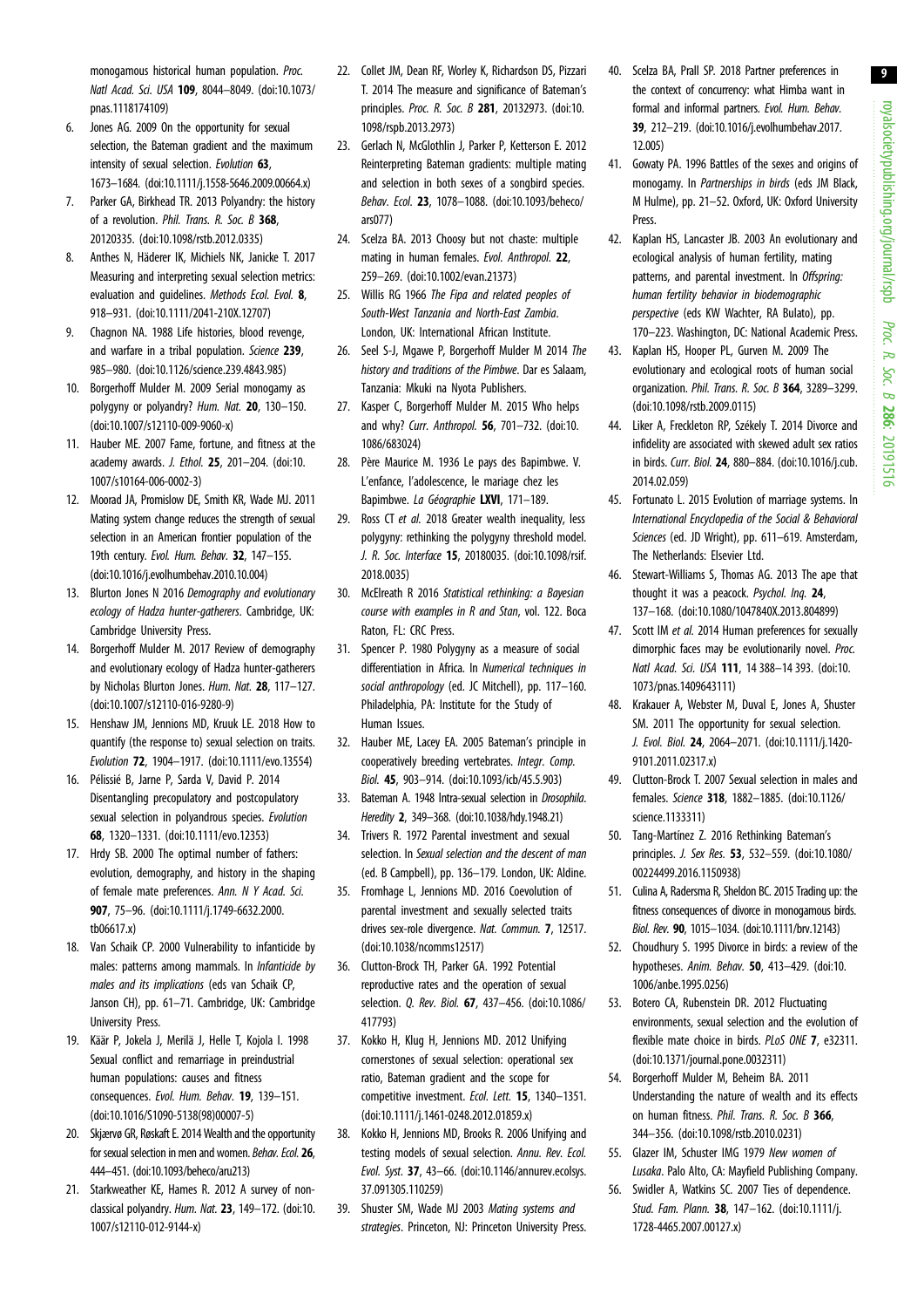monogamous historical human population. *Proc. Natl Acad. Sci. USA* **109**, 8044–8049. (doi:10.1073/pnas.1118174109)

6. Jones AG. 2009 On the opportunity for sexual selection, the Bateman gradient and the maximum intensity of sexual selection. *Evolution* **63**, 1673–1684. (doi:10.1111/j.1558-5646.2009.00664.x)
7. Parker GA, Birkhead TR. 2013 Polyandry: the history of a revolution. *Phil. Trans. R. Soc. B* **368**, 20120335. (doi:10.1098/rstb.2012.0335)
8. Anthes N, Häderer IK, Michiels NK, Janicke T. 2017 Measuring and interpreting sexual selection metrics: evaluation and guidelines. *Methods Ecol. Evol.* **8**, 918–931. (doi:10.1111/2041-210X.12707)
9. Chagnon NA. 1988 Life histories, blood revenge, and warfare in a tribal population. *Science* **239**, 985–980. (doi:10.1126/science.239.4843.985)
10. Borgerhoff Mulder M. 2009 Serial monogamy as polygyny or polyandry? *Hum. Nat.* **20**, 130–150. (doi:10.1007/s12110-009-9060-x)
11. Hauber ME. 2007 Fame, fortune, and fitness at the academy awards. *J. Ethol.* **25**, 201–204. (doi:10.1007/s10164-006-0002-3)
12. Moorad JA, Promislow DE, Smith KR, Wade MJ. 2011 Mating system change reduces the strength of sexual selection in an American frontier population of the 19th century. *Evol. Hum. Behav.* **32**, 147–155. (doi:10.1016/j.evolhumbehav.2010.10.004)
13. Blurton Jones N 2016 *Demography and evolutionary ecology of Hadza hunter-gatherers*. Cambridge, UK: Cambridge University Press.
14. Borgerhoff Mulder M. 2017 Review of demography and evolutionary ecology of Hadza hunter-gatherers by Nicholas Blurton Jones. *Hum. Nat.* **28**, 117–127. (doi:10.1007/s12110-016-9280-9)
15. Henshaw JM, Jennions MD, Kruuk LE. 2018 How to quantify (the response to) sexual selection on traits. *Evolution* **72**, 1904–1917. (doi:10.1111/evo.13554)
16. Pélissié B, Jarne P, Sarda V, David P. 2014 Disentangling precopulatory and postcopulatory sexual selection in polyandrous species. *Evolution* **68**, 1320–1331. (doi:10.1111/evo.12353)
17. Hrdy SB. 2000 The optimal number of fathers: evolution, demography, and history in the shaping of female mate preferences. *Ann. N Y Acad. Sci.* **907**, 75–96. (doi:10.1111/j.1749-6632.2000.tb06617.x)
18. Van Schaik CP. 2000 Vulnerability to infanticide by males: patterns among mammals. In *Infanticide by males and its implications* (eds van Schaik CP, Janson CH), pp. 61–71. Cambridge, UK: Cambridge University Press.
19. Käär P, Jokela J, Merilä J, Helle T, Kojola I. 1998 Sexual conflict and remarriage in preindustrial human populations: causes and fitness consequences. *Evol. Hum. Behav.* **19**, 139–151. (doi:10.1016/S1090-5138(98)00007-5)
20. Skjærvø GR, Røskaft E. 2014 Wealth and the opportunity for sexual selection in men and women. *Behav. Ecol.* **26**, 444–451. (doi:10.1093/beheco/aru213)
21. Starkweather KE, Hames R. 2012 A survey of non-classical polyandry. *Hum. Nat.* **23**, 149–172. (doi:10.1007/s12110-012-9144-x)
22. Collet JM, Dean RF, Worley K, Richardson DS, Pizzari T. 2014 The measure and significance of Bateman's principles. *Proc. R. Soc. B* **281**, 20132973. (doi:10.1098/rspb.2013.2973)
23. Gerlach N, McGlothlin J, Parker P, Ketterson E. 2012 Reinterpreting Bateman gradients: multiple mating and selection in both sexes of a songbird species. *Behav. Ecol.* **23**, 1078–1088. (doi:10.1093/beheco/ars077)
24. Scelza BA. 2013 Choosy but not chaste: multiple mating in human females. *Evol. Anthropol.* **22**, 259–269. (doi:10.1002/evan.21373)
25. Willis RG 1966 *The Fipa and related peoples of South-West Tanzania and North-East Zambia*. London, UK: International African Institute.
26. Seel S-J, Mgawe P, Borgerhoff Mulder M 2014 *The history and traditions of the Pimbwe*. Dar es Salaam, Tanzania: Mkuki na Nyota Publishers.
27. Kasper C, Borgerhoff Mulder M. 2015 Who helps and why? *Curr. Anthropol.* **56**, 701–732. (doi:10.1086/683024)
28. Père Maurice M. 1936 Le pays des Bapimbwe. V. L'enfance, l'adolescence, le mariage chez les Bapimbwe. *La Géographie* **LXVI**, 171–189.
29. Ross CT *et al.* 2018 Greater wealth inequality, less polygyny: rethinking the polygyny threshold model. *J. R. Soc. Interface* **15**, 20180035. (doi:10.1098/rsif.2018.0035)
30. McElreath R 2016 *Statistical rethinking: a Bayesian course with examples in R and Stan*, vol. 122. Boca Raton, FL: CRC Press.
31. Spencer P. 1980 Polygyny as a measure of social differentiation in Africa. In *Numerical techniques in social anthropology* (ed. JC Mitchell), pp. 117–160. Philadelphia, PA: Institute for the Study of Human Issues.
32. Hauber ME, Lacey EA. 2005 Bateman's principle in cooperatively breeding vertebrates. *Integr. Comp. Biol.* **45**, 903–914. (doi:10.1093/icb/45.5.903)
33. Bateman A. 1948 Intra-sexual selection in *Drosophila*. *Heredity* **2**, 349–368. (doi:10.1038/hdy.1948.21)
34. Trivers R. 1972 Parental investment and sexual selection. In *Sexual selection and the descent of man* (ed. B Campbell), pp. 136–179. London, UK: Aldine.
35. Fromhage L, Jennions MD. 2016 Coevolution of parental investment and sexually selected traits drives sex-role divergence. *Nat. Commun.* **7**, 12517. (doi:10.1038/ncomms12517)
36. Clutton-Brock TH, Parker GA. 1992 Potential reproductive rates and the operation of sexual selection. *Q. Rev. Biol.* **67**, 437–456. (doi:10.1086/417793)
37. Kokko H, Klug H, Jennions MD. 2012 Unifying cornerstones of sexual selection: operational sex ratio, Bateman gradient and the scope for competitive investment. *Ecol. Lett.* **15**, 1340–1351. (doi:10.1111/j.1461-0248.2012.01859.x)
38. Kokko H, Jennions MD, Brooks R. 2006 Unifying and testing models of sexual selection. *Annu. Rev. Ecol. Evol. Syst.* **37**, 43–66. (doi:10.1146/annurev.ecolsys.37.091305.110259)
39. Shuster SM, Wade MJ 2003 *Mating systems and strategies*. Princeton, NJ: Princeton University Press.
40. Scelza BA, Prall SP. 2018 Partner preferences in the context of concurrency: what Himba want in formal and informal partners. *Evol. Hum. Behav.* **39**, 212–219. (doi:10.1016/j.evolhumbehav.2017.12.005)
41. Gowaty PA. 1996 Battles of the sexes and origins of monogamy. In *Partnerships in birds* (eds JM Black, M Hulme), pp. 21–52. Oxford, UK: Oxford University Press.
42. Kaplan HS, Lancaster JB. 2003 An evolutionary and ecological analysis of human fertility, mating patterns, and parental investment. In *Offspring: human fertility behavior in biodemographic perspective* (eds KW Wachter, RA Bulato), pp. 170–223. Washington, DC: National Academic Press.
43. Kaplan HS, Hooper PL, Gurven M. 2009 The evolutionary and ecological roots of human social organization. *Phil. Trans. R. Soc. B* **364**, 3289–3299. (doi:10.1098/rstb.2009.0115)
44. Liker A, Freckleton RP, Székely T. 2014 Divorce and infidelity are associated with skewed adult sex ratios in birds. *Curr. Biol.* **24**, 880–884. (doi:10.1016/j.cub.2014.02.059)
45. Fortunato L. 2015 Evolution of marriage systems. In *International Encyclopedia of the Social & Behavioral Sciences* (ed. JD Wright), pp. 611–619. Amsterdam, The Netherlands: Elsevier Ltd.
46. Stewart-Williams S, Thomas AG. 2013 The ape that thought it was a peacock. *Psychol. Inq.* **24**, 137–168. (doi:10.1080/1047840X.2013.804899)
47. Scott IM *et al.* 2014 Human preferences for sexually dimorphic faces may be evolutionarily novel. *Proc. Natl Acad. Sci. USA* **111**, 14 388–14 393. (doi:10.1073/pnas.1409643111)
48. Krakauer A, Webster M, Duval E, Jones A, Shuster SM. 2011 The opportunity for sexual selection. *J. Evol. Biol.* **24**, 2064–2071. (doi:10.1111/j.1420-9101.2011.02317.x)
49. Clutton-Brock T. 2007 Sexual selection in males and females. *Science* **318**, 1882–1885. (doi:10.1126/science.1133311)
50. Tang-Martínez Z. 2016 Rethinking Bateman's principles. *J. Sex Res.* **53**, 532–559. (doi:10.1080/00224499.2016.1150938)
51. Culina A, Radersma R, Sheldon BC. 2015 Trading up: the fitness consequences of divorce in monogamous birds. *Biol. Rev.* **90**, 1015–1034. (doi:10.1111/brv.12143)
52. Choudhury S. 1995 Divorce in birds: a review of the hypotheses. *Anim. Behav.* **50**, 413–429. (doi:10.1006/anbe.1995.0256)
53. Botero CA, Rubenstein DR. 2012 Fluctuating environments, sexual selection and the evolution of flexible mate choice in birds. *PLoS ONE* **7**, e32311. (doi:10.1371/journal.pone.0032311)
54. Borgerhoff Mulder M, Beheim BA. 2011 Understanding the nature of wealth and its effects on human fitness. *Phil. Trans. R. Soc. B* **366**, 344–356. (doi:10.1098/rstb.2010.0231)
55. Glazer IM, Schuster IMG 1979 *New women of Lusaka*. Palo Alto, CA: Mayfield Publishing Company.
56. Swidler A, Watkins SC. 2007 Ties of dependence. *Stud. Fam. Plann.* **38**, 147–162. (doi:10.1111/j.1728-4465.2007.00127.x)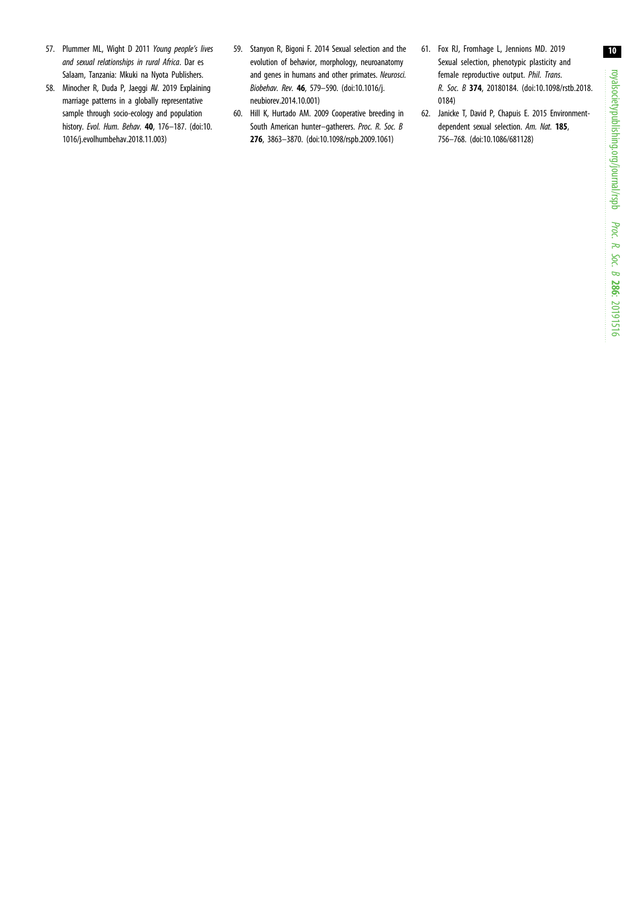57. Plummer ML, Wight D 2011 *Young people's lives and sexual relationships in rural Africa*. Dar es Salaam, Tanzania: Mkuki na Nyota Publishers.
58. Minocher R, Duda P, Jaeggi AV. 2019 Explaining marriage patterns in a globally representative sample through socio-ecology and population history. *Evol. Hum. Behav.* **40**, 176–187. (doi:10.1016/j.evolhumbehav.2018.11.003)
59. Stanyon R, Bigoni F. 2014 Sexual selection and the evolution of behavior, morphology, neuroanatomy and genes in humans and other primates. *Neurosci. Biobehav. Rev.* **46**, 579–590. (doi:10.1016/j.neubiorev.2014.10.001)
60. Hill K, Hurtado AM. 2009 Cooperative breeding in South American hunter–gatherers. *Proc. R. Soc. B* **276**, 3863–3870. (doi:10.1098/rspb.2009.1061)
61. Fox RJ, Fromhage L, Jennions MD. 2019 Sexual selection, phenotypic plasticity and female reproductive output. *Phil. Trans. R. Soc. B* **374**, 20180184. (doi:10.1098/rstb.2018.0184)
62. Janicke T, David P, Chapuis E. 2015 Environment-dependent sexual selection. *Am. Nat.* **185**, 756–768. (doi:10.1086/681128)